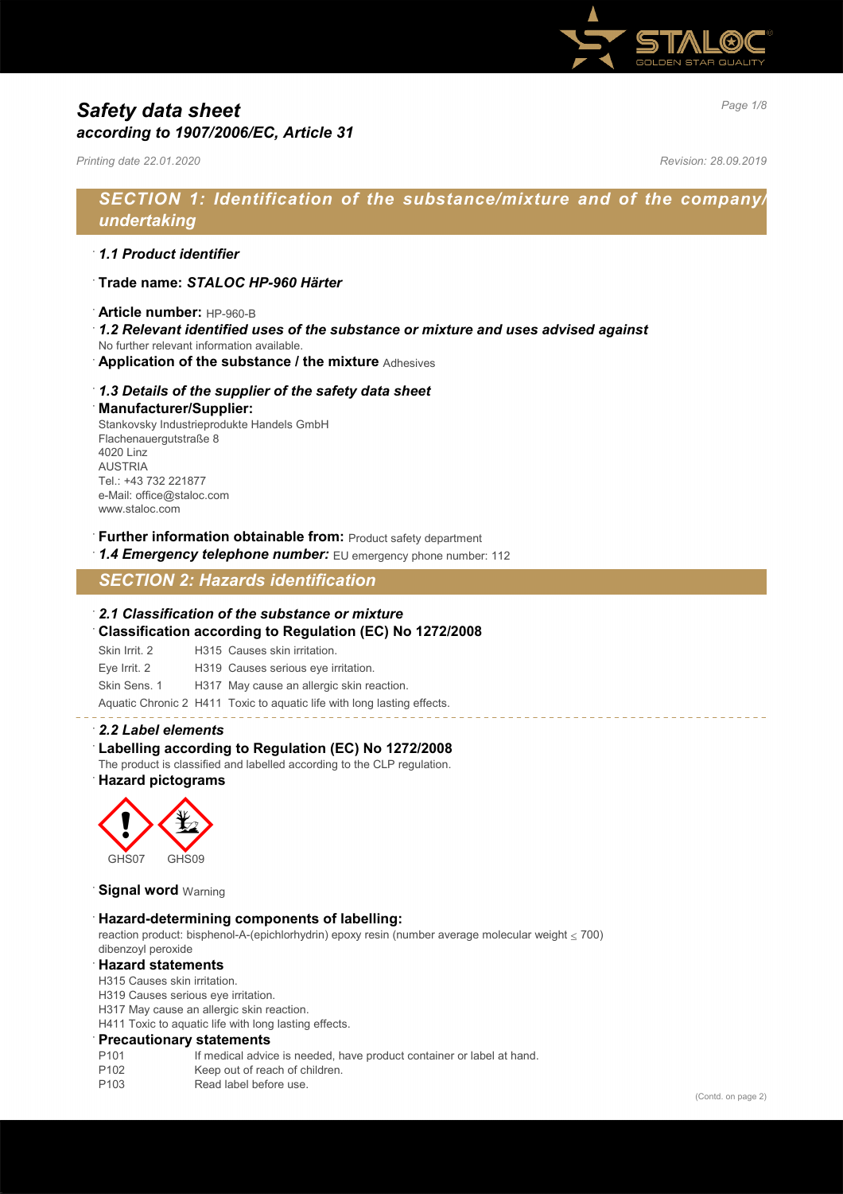# Safety data sheet
## according to 1907/2006/EC, Article 31

*Printing date 22.01.2020* *Revision: 28.09.2019*

## SECTION 1: Identification of the substance/mixture and of the company/ undertaking

### 1.1 Product identifier

**Trade name: *STALOC HP-960 Härter***

**Article number:** HP-960-B

### 1.2 Relevant identified uses of the substance or mixture and uses advised against

No further relevant information available.

**Application of the substance / the mixture** Adhesives

### 1.3 Details of the supplier of the safety data sheet

**Manufacturer/Supplier:**

Stankovsky Industrieprodukte Handels GmbH
Flachenauergutstraße 8
4020 Linz
AUSTRIA
Tel.: +43 732 221877
e-Mail: office@staloc.com
www.staloc.com

**Further information obtainable from:** Product safety department

***1.4 Emergency telephone number:*** EU emergency phone number: 112

## SECTION 2: Hazards identification

### 2.1 Classification of the substance or mixture

**Classification according to Regulation (EC) No 1272/2008**

| | |
|---|---|
| Skin Irrit. 2 | H315 Causes skin irritation. |
| Eye Irrit. 2 | H319 Causes serious eye irritation. |
| Skin Sens. 1 | H317 May cause an allergic skin reaction. |
| Aquatic Chronic 2 | H411 Toxic to aquatic life with long lasting effects. |

### 2.2 Label elements

**Labelling according to Regulation (EC) No 1272/2008**

The product is classified and labelled according to the CLP regulation.

**Hazard pictograms**

GHS07 GHS09

**Signal word** Warning

**Hazard-determining components of labelling:**

reaction product: bisphenol-A-(epichlorhydrin) epoxy resin (number average molecular weight ≤ 700)
dibenzoyl peroxide

**Hazard statements**

H315 Causes skin irritation.
H319 Causes serious eye irritation.
H317 May cause an allergic skin reaction.
H411 Toxic to aquatic life with long lasting effects.

**Precautionary statements**

| | |
|---|---|
| P101 | If medical advice is needed, have product container or label at hand. |
| P102 | Keep out of reach of children. |
| P103 | Read label before use. |

(Contd. on page 2)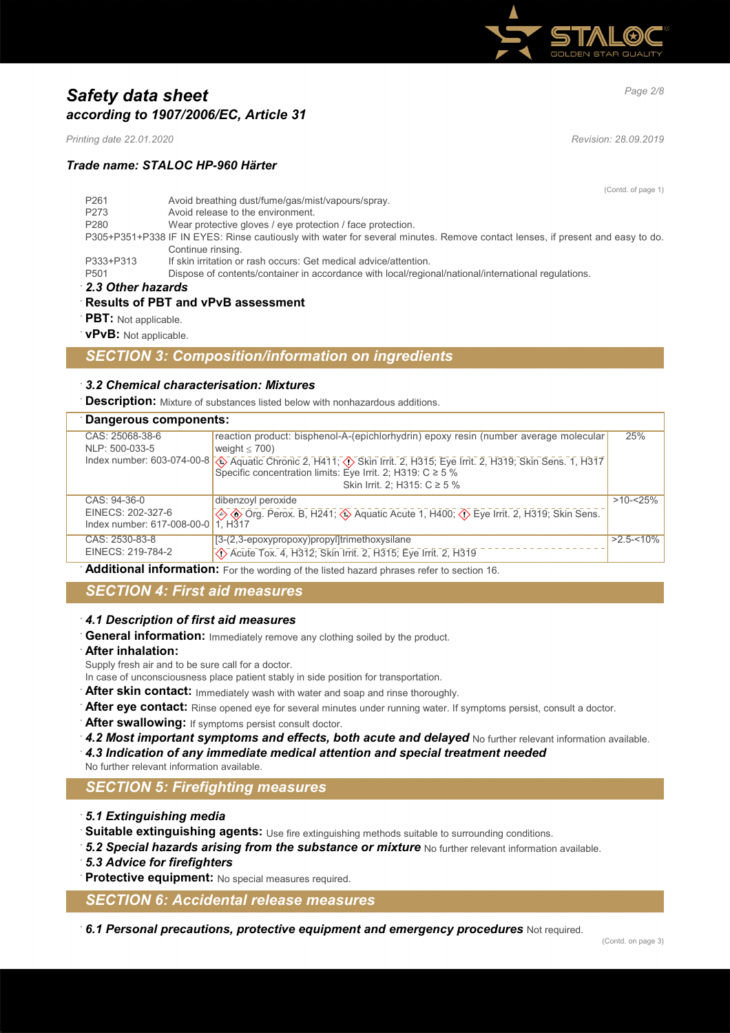# Safety data sheet
## according to 1907/2006/EC, Article 31

*Printing date 22.01.2020* *Revision: 28.09.2019*

### Trade name: STALOC HP-960 Härter

(Contd. of page 1)

- P261 Avoid breathing dust/fume/gas/mist/vapours/spray.
- P273 Avoid release to the environment.
- P280 Wear protective gloves / eye protection / face protection.
- P305+P351+P338 IF IN EYES: Rinse cautiously with water for several minutes. Remove contact lenses, if present and easy to do. Continue rinsing.
- P333+P313 If skin irritation or rash occurs: Get medical advice/attention.
- P501 Dispose of contents/container in accordance with local/regional/national/international regulations.

### 2.3 Other hazards

**Results of PBT and vPvB assessment**

**PBT:** Not applicable.

**vPvB:** Not applicable.

## SECTION 3: Composition/information on ingredients

### 3.2 Chemical characterisation: Mixtures

**Description:** Mixture of substances listed below with nonhazardous additions.

**Dangerous components:**

| Identifiers | Name / Classification | Concentration |
|---|---|---|
| CAS: 25068-38-6<br>NLP: 500-033-5<br>Index number: 603-074-00-8 | reaction product: bisphenol-A-(epichlorhydrin) epoxy resin (number average molecular weight ≤ 700)<br>Aquatic Chronic 2, H411; Skin Irrit. 2, H315; Eye Irrit. 2, H319; Skin Sens. 1, H317<br>Specific concentration limits: Eye Irrit. 2; H319: C ≥ 5 %<br>Skin Irrit. 2; H315: C ≥ 5 % | 25% |
| CAS: 94-36-0<br>EINECS: 202-327-6<br>Index number: 617-008-00-0 | dibenzoyl peroxide<br>Org. Perox. B, H241; Aquatic Acute 1, H400; Eye Irrit. 2, H319; Skin Sens. 1, H317 | >10-<25% |
| CAS: 2530-83-8<br>EINECS: 219-784-2 | [3-(2,3-epoxypropoxy)propyl]trimethoxysilane<br>Acute Tox. 4, H312; Skin Irrit. 2, H315; Eye Irrit. 2, H319 | >2.5-<10% |

**Additional information:** For the wording of the listed hazard phrases refer to section 16.

## SECTION 4: First aid measures

### 4.1 Description of first aid measures

**General information:** Immediately remove any clothing soiled by the product.

**After inhalation:**
Supply fresh air and to be sure call for a doctor.
In case of unconsciousness place patient stably in side position for transportation.

**After skin contact:** Immediately wash with water and soap and rinse thoroughly.

**After eye contact:** Rinse opened eye for several minutes under running water. If symptoms persist, consult a doctor.

**After swallowing:** If symptoms persist consult doctor.

***4.2 Most important symptoms and effects, both acute and delayed*** No further relevant information available.

***4.3 Indication of any immediate medical attention and special treatment needed***
No further relevant information available.

## SECTION 5: Firefighting measures

### 5.1 Extinguishing media

**Suitable extinguishing agents:** Use fire extinguishing methods suitable to surrounding conditions.

***5.2 Special hazards arising from the substance or mixture*** No further relevant information available.

### 5.3 Advice for firefighters

**Protective equipment:** No special measures required.

## SECTION 6: Accidental release measures

***6.1 Personal precautions, protective equipment and emergency procedures*** Not required.

(Contd. on page 3)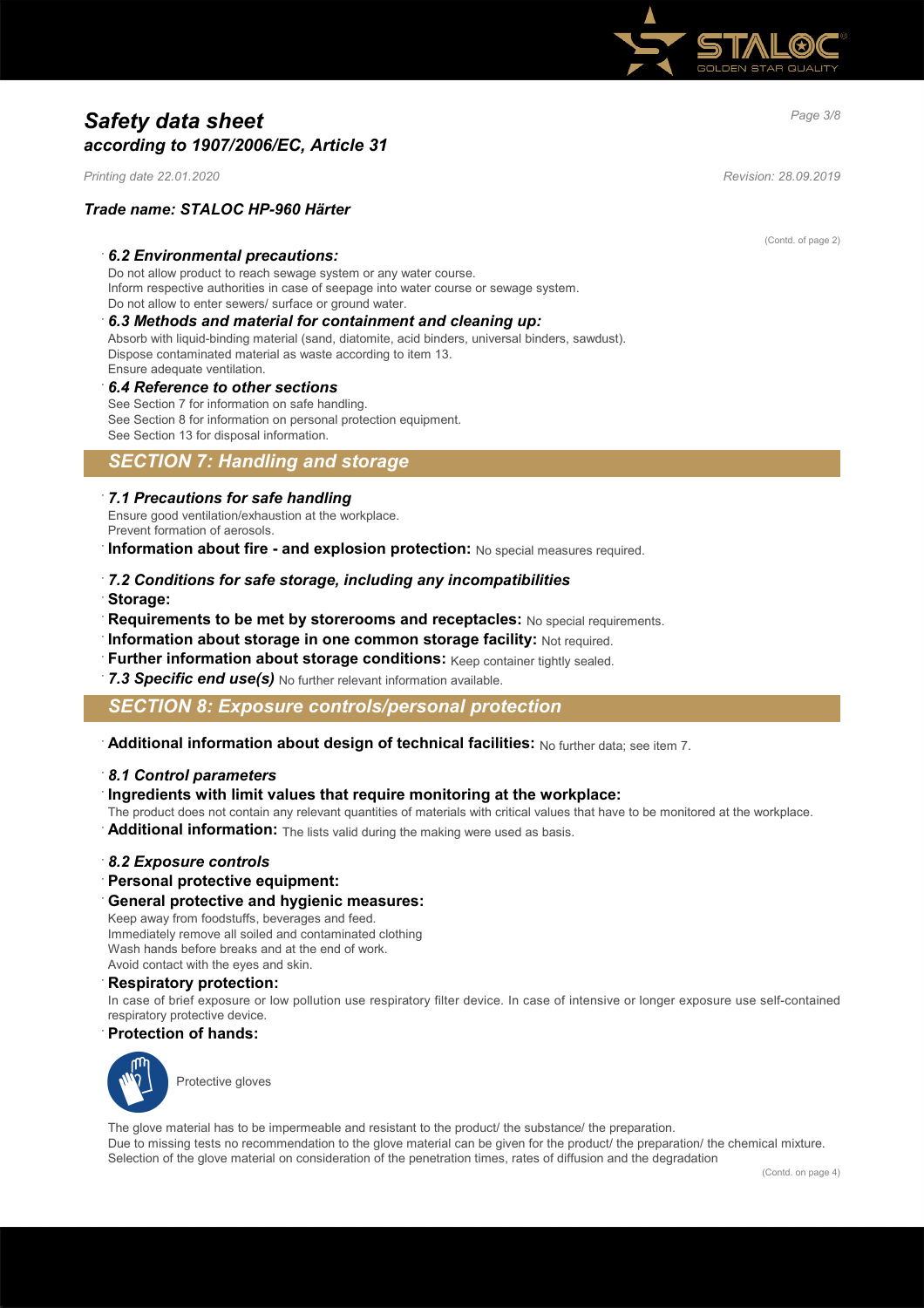(Contd. of page 2)

### 6.2 Environmental precautions:

Do not allow product to reach sewage system or any water course.
Inform respective authorities in case of seepage into water course or sewage system.
Do not allow to enter sewers/ surface or ground water.

### 6.3 Methods and material for containment and cleaning up:

Absorb with liquid-binding material (sand, diatomite, acid binders, universal binders, sawdust).
Dispose contaminated material as waste according to item 13.
Ensure adequate ventilation.

### 6.4 Reference to other sections

See Section 7 for information on safe handling.
See Section 8 for information on personal protection equipment.
See Section 13 for disposal information.

## SECTION 7: Handling and storage

### 7.1 Precautions for safe handling

Ensure good ventilation/exhaustion at the workplace.
Prevent formation of aerosols.

**Information about fire - and explosion protection:** No special measures required.

### 7.2 Conditions for safe storage, including any incompatibilities

**Storage:**

**Requirements to be met by storerooms and receptacles:** No special requirements.

**Information about storage in one common storage facility:** Not required.

**Further information about storage conditions:** Keep container tightly sealed.

***7.3 Specific end use(s)*** No further relevant information available.

## SECTION 8: Exposure controls/personal protection

**Additional information about design of technical facilities:** No further data; see item 7.

### 8.1 Control parameters

**Ingredients with limit values that require monitoring at the workplace:**

The product does not contain any relevant quantities of materials with critical values that have to be monitored at the workplace.

**Additional information:** The lists valid during the making were used as basis.

### 8.2 Exposure controls

**Personal protective equipment:**

**General protective and hygienic measures:**

Keep away from foodstuffs, beverages and feed.
Immediately remove all soiled and contaminated clothing
Wash hands before breaks and at the end of work.
Avoid contact with the eyes and skin.

**Respiratory protection:**

In case of brief exposure or low pollution use respiratory filter device. In case of intensive or longer exposure use self-contained respiratory protective device.

**Protection of hands:**

Protective gloves

The glove material has to be impermeable and resistant to the product/ the substance/ the preparation.
Due to missing tests no recommendation to the glove material can be given for the product/ the preparation/ the chemical mixture.
Selection of the glove material on consideration of the penetration times, rates of diffusion and the degradation

(Contd. on page 4)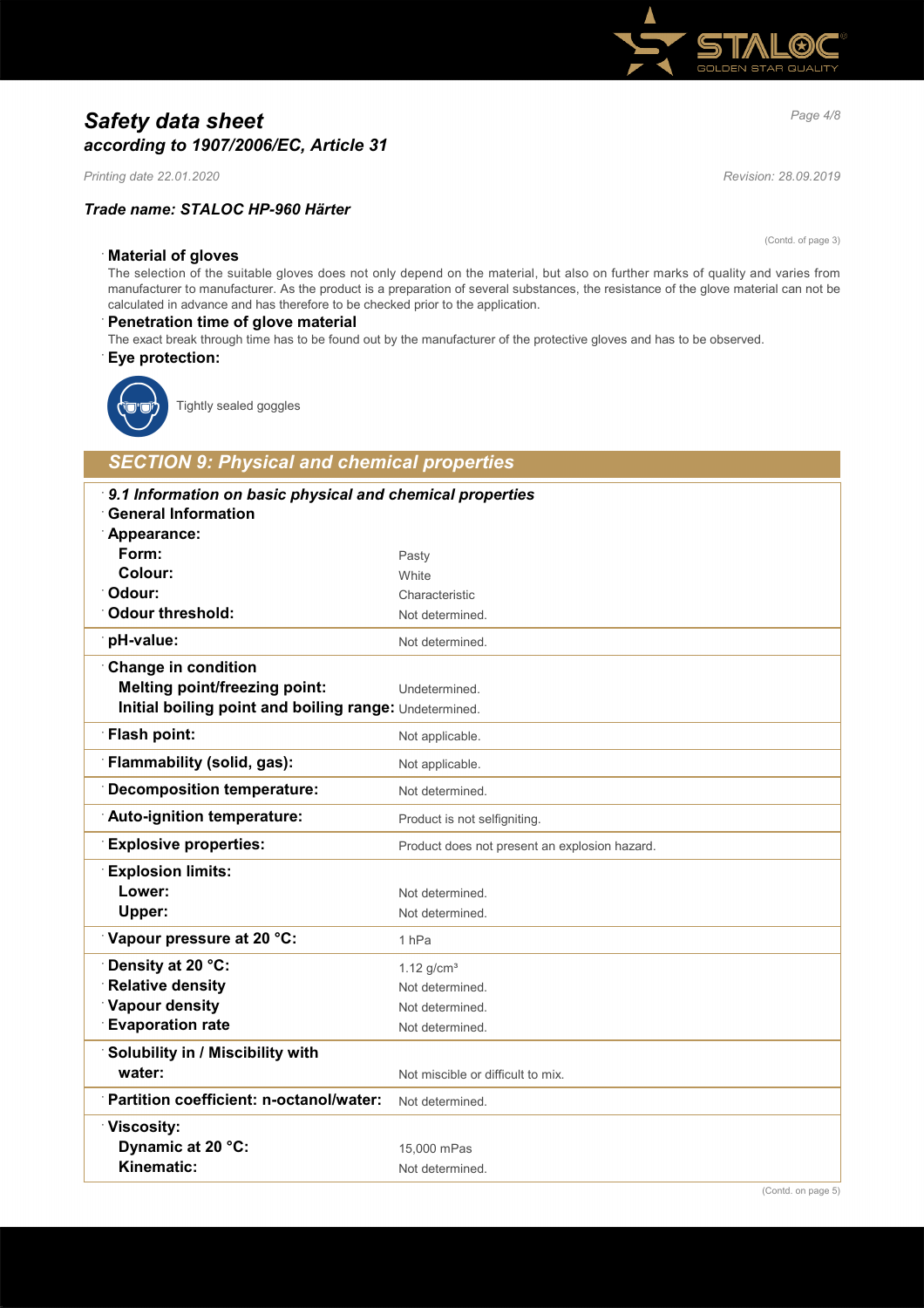# *Safety data sheet*
## *according to 1907/2006/EC, Article 31*

*Printing date 22.01.2020* *Revision: 28.09.2019*

### *Trade name: STALOC HP-960 Härter*

(Contd. of page 3)

**Material of gloves**

The selection of the suitable gloves does not only depend on the material, but also on further marks of quality and varies from manufacturer to manufacturer. As the product is a preparation of several substances, the resistance of the glove material can not be calculated in advance and has therefore to be checked prior to the application.

**Penetration time of glove material**

The exact break through time has to be found out by the manufacturer of the protective gloves and has to be observed.

**Eye protection:**

Tightly sealed goggles

## *SECTION 9: Physical and chemical properties*

| *9.1 Information on basic physical and chemical properties* | |
|---|---|
| **General Information** | |
| **Appearance:** | |
| **Form:** | Pasty |
| **Colour:** | White |
| **Odour:** | Characteristic |
| **Odour threshold:** | Not determined. |
| **pH-value:** | Not determined. |
| **Change in condition** | |
| **Melting point/freezing point:** | Undetermined. |
| **Initial boiling point and boiling range:** | Undetermined. |
| **Flash point:** | Not applicable. |
| **Flammability (solid, gas):** | Not applicable. |
| **Decomposition temperature:** | Not determined. |
| **Auto-ignition temperature:** | Product is not selfigniting. |
| **Explosive properties:** | Product does not present an explosion hazard. |
| **Explosion limits:** | |
| **Lower:** | Not determined. |
| **Upper:** | Not determined. |
| **Vapour pressure at 20 °C:** | 1 hPa |
| **Density at 20 °C:** | 1.12 g/cm³ |
| **Relative density** | Not determined. |
| **Vapour density** | Not determined. |
| **Evaporation rate** | Not determined. |
| **Solubility in / Miscibility with** | |
| **water:** | Not miscible or difficult to mix. |
| **Partition coefficient: n-octanol/water:** | Not determined. |
| **Viscosity:** | |
| **Dynamic at 20 °C:** | 15,000 mPas |
| **Kinematic:** | Not determined. |

(Contd. on page 5)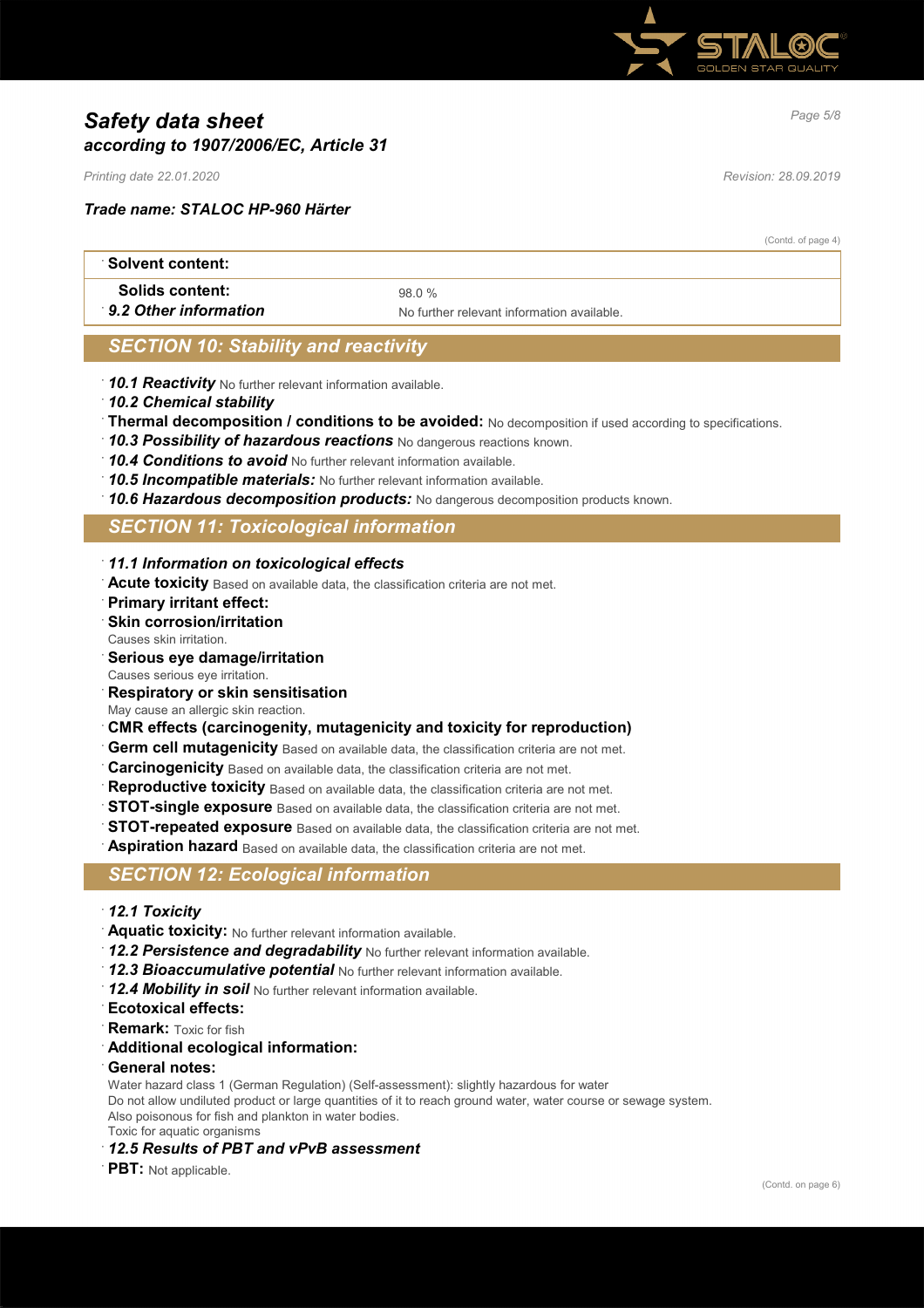(Contd. of page 4)

| Solvent content: | |
|---|---|
| Solids content: | 98.0 % |
| *9.2 Other information* | No further relevant information available. |

## *SECTION 10: Stability and reactivity*

- ***10.1 Reactivity*** No further relevant information available.
- ***10.2 Chemical stability***
- **Thermal decomposition / conditions to be avoided:** No decomposition if used according to specifications.
- ***10.3 Possibility of hazardous reactions*** No dangerous reactions known.
- ***10.4 Conditions to avoid*** No further relevant information available.
- ***10.5 Incompatible materials:*** No further relevant information available.
- ***10.6 Hazardous decomposition products:*** No dangerous decomposition products known.

## *SECTION 11: Toxicological information*

- ***11.1 Information on toxicological effects***
- **Acute toxicity** Based on available data, the classification criteria are not met.
- **Primary irritant effect:**
- **Skin corrosion/irritation**
  Causes skin irritation.
- **Serious eye damage/irritation**
  Causes serious eye irritation.
- **Respiratory or skin sensitisation**
  May cause an allergic skin reaction.
- **CMR effects (carcinogenity, mutagenicity and toxicity for reproduction)**
- **Germ cell mutagenicity** Based on available data, the classification criteria are not met.
- **Carcinogenicity** Based on available data, the classification criteria are not met.
- **Reproductive toxicity** Based on available data, the classification criteria are not met.
- **STOT-single exposure** Based on available data, the classification criteria are not met.
- **STOT-repeated exposure** Based on available data, the classification criteria are not met.
- **Aspiration hazard** Based on available data, the classification criteria are not met.

## *SECTION 12: Ecological information*

- ***12.1 Toxicity***
- **Aquatic toxicity:** No further relevant information available.
- ***12.2 Persistence and degradability*** No further relevant information available.
- ***12.3 Bioaccumulative potential*** No further relevant information available.
- ***12.4 Mobility in soil*** No further relevant information available.
- **Ecotoxical effects:**
- **Remark:** Toxic for fish
- **Additional ecological information:**
- **General notes:**
  Water hazard class 1 (German Regulation) (Self-assessment): slightly hazardous for water
  Do not allow undiluted product or large quantities of it to reach ground water, water course or sewage system.
  Also poisonous for fish and plankton in water bodies.
  Toxic for aquatic organisms
- ***12.5 Results of PBT and vPvB assessment***
- **PBT:** Not applicable.

(Contd. on page 6)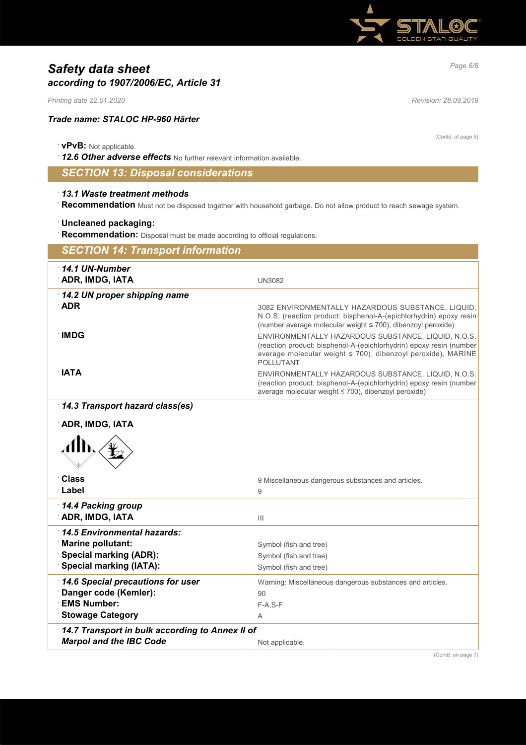# Safety data sheet
## according to 1907/2006/EC, Article 31

*Printing date 22.01.2020* *Revision: 28.09.2019*

***Trade name: STALOC HP-960 Härter***

(Contd. of page 5)

- **vPvB:** Not applicable.
- ***12.6 Other adverse effects*** No further relevant information available.

## SECTION 13: Disposal considerations

- ***13.1 Waste treatment methods***
- **Recommendation** Must not be disposed together with household garbage. Do not allow product to reach sewage system.

- **Uncleaned packaging:**
- **Recommendation:** Disposal must be made according to official regulations.

## SECTION 14: Transport information

| | |
|---|---|
| ***14.1 UN-Number*** | |
| **ADR, IMDG, IATA** | UN3082 |
| ***14.2 UN proper shipping name*** | |
| **ADR** | 3082 ENVIRONMENTALLY HAZARDOUS SUBSTANCE, LIQUID, N.O.S. (reaction product: bisphenol-A-(epichlorhydrin) epoxy resin (number average molecular weight ≤ 700), dibenzoyl peroxide) |
| **IMDG** | ENVIRONMENTALLY HAZARDOUS SUBSTANCE, LIQUID, N.O.S. (reaction product: bisphenol-A-(epichlorhydrin) epoxy resin (number average molecular weight ≤ 700), dibenzoyl peroxide), MARINE POLLUTANT |
| **IATA** | ENVIRONMENTALLY HAZARDOUS SUBSTANCE, LIQUID, N.O.S. (reaction product: bisphenol-A-(epichlorhydrin) epoxy resin (number average molecular weight ≤ 700), dibenzoyl peroxide) |
| ***14.3 Transport hazard class(es)*** | |
| **ADR, IMDG, IATA** | |
| **Class** | 9 Miscellaneous dangerous substances and articles. |
| **Label** | 9 |
| ***14.4 Packing group*** | |
| **ADR, IMDG, IATA** | III |
| ***14.5 Environmental hazards:*** | |
| **Marine pollutant:** | Symbol (fish and tree) |
| **Special marking (ADR):** | Symbol (fish and tree) |
| **Special marking (IATA):** | Symbol (fish and tree) |
| ***14.6 Special precautions for user*** | Warning: Miscellaneous dangerous substances and articles. |
| **Danger code (Kemler):** | 90 |
| **EMS Number:** | F-A,S-F |
| **Stowage Category** | A |
| ***14.7 Transport in bulk according to Annex II of Marpol and the IBC Code*** | Not applicable. |

(Contd. on page 7)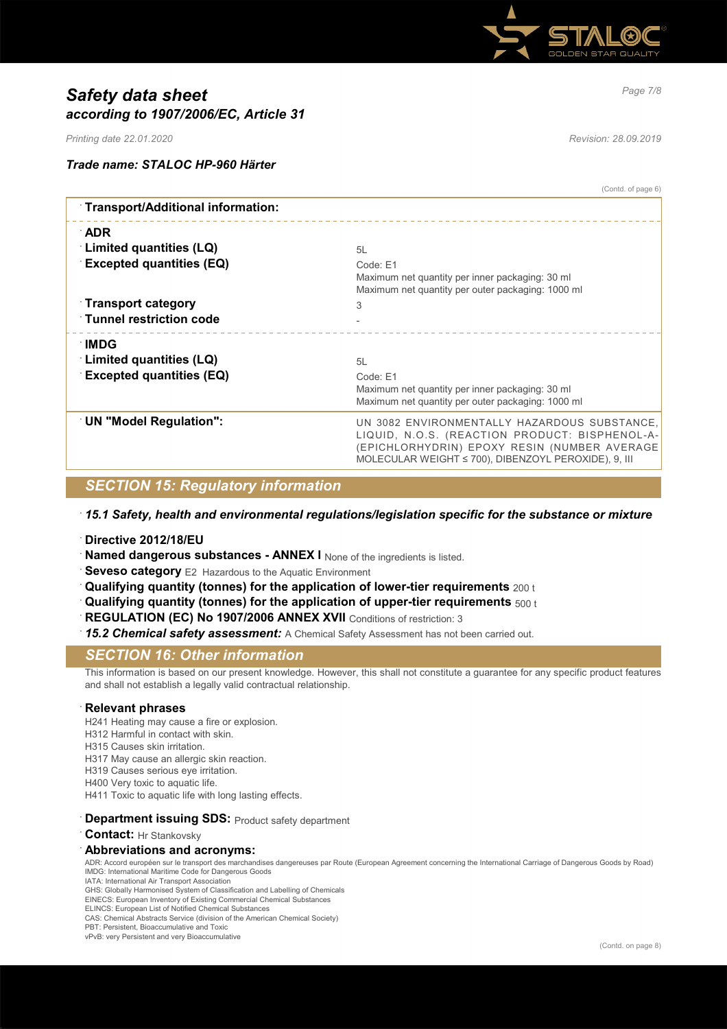(Contd. of page 6)

| Transport/Additional information: | |
|---|---|
| **ADR** | |
| **Limited quantities (LQ)** | 5L |
| **Excepted quantities (EQ)** | Code: E1<br>Maximum net quantity per inner packaging: 30 ml<br>Maximum net quantity per outer packaging: 1000 ml |
| **Transport category** | 3 |
| **Tunnel restriction code** | - |
| **IMDG** | |
| **Limited quantities (LQ)** | 5L |
| **Excepted quantities (EQ)** | Code: E1<br>Maximum net quantity per inner packaging: 30 ml<br>Maximum net quantity per outer packaging: 1000 ml |
| **UN "Model Regulation":** | UN 3082 ENVIRONMENTALLY HAZARDOUS SUBSTANCE, LIQUID, N.O.S. (REACTION PRODUCT: BISPHENOL-A-(EPICHLORHYDRIN) EPOXY RESIN (NUMBER AVERAGE MOLECULAR WEIGHT ≤ 700), DIBENZOYL PEROXIDE), 9, III |

## SECTION 15: Regulatory information

***15.1 Safety, health and environmental regulations/legislation specific for the substance or mixture***

**Directive 2012/18/EU**

**Named dangerous substances - ANNEX I** None of the ingredients is listed.

**Seveso category** E2 Hazardous to the Aquatic Environment

**Qualifying quantity (tonnes) for the application of lower-tier requirements** 200 t

**Qualifying quantity (tonnes) for the application of upper-tier requirements** 500 t

**REGULATION (EC) No 1907/2006 ANNEX XVII** Conditions of restriction: 3

***15.2 Chemical safety assessment:*** A Chemical Safety Assessment has not been carried out.

## SECTION 16: Other information

This information is based on our present knowledge. However, this shall not constitute a guarantee for any specific product features and shall not establish a legally valid contractual relationship.

**Relevant phrases**

H241 Heating may cause a fire or explosion.
H312 Harmful in contact with skin.
H315 Causes skin irritation.
H317 May cause an allergic skin reaction.
H319 Causes serious eye irritation.
H400 Very toxic to aquatic life.
H411 Toxic to aquatic life with long lasting effects.

**Department issuing SDS:** Product safety department

**Contact:** Hr Stankovsky

**Abbreviations and acronyms:**

ADR: Accord européen sur le transport des marchandises dangereuses par Route (European Agreement concerning the International Carriage of Dangerous Goods by Road)
IMDG: International Maritime Code for Dangerous Goods
IATA: International Air Transport Association
GHS: Globally Harmonised System of Classification and Labelling of Chemicals
EINECS: European Inventory of Existing Commercial Chemical Substances
ELINCS: European List of Notified Chemical Substances
CAS: Chemical Abstracts Service (division of the American Chemical Society)
PBT: Persistent, Bioaccumulative and Toxic
vPvB: very Persistent and very Bioaccumulative

(Contd. on page 8)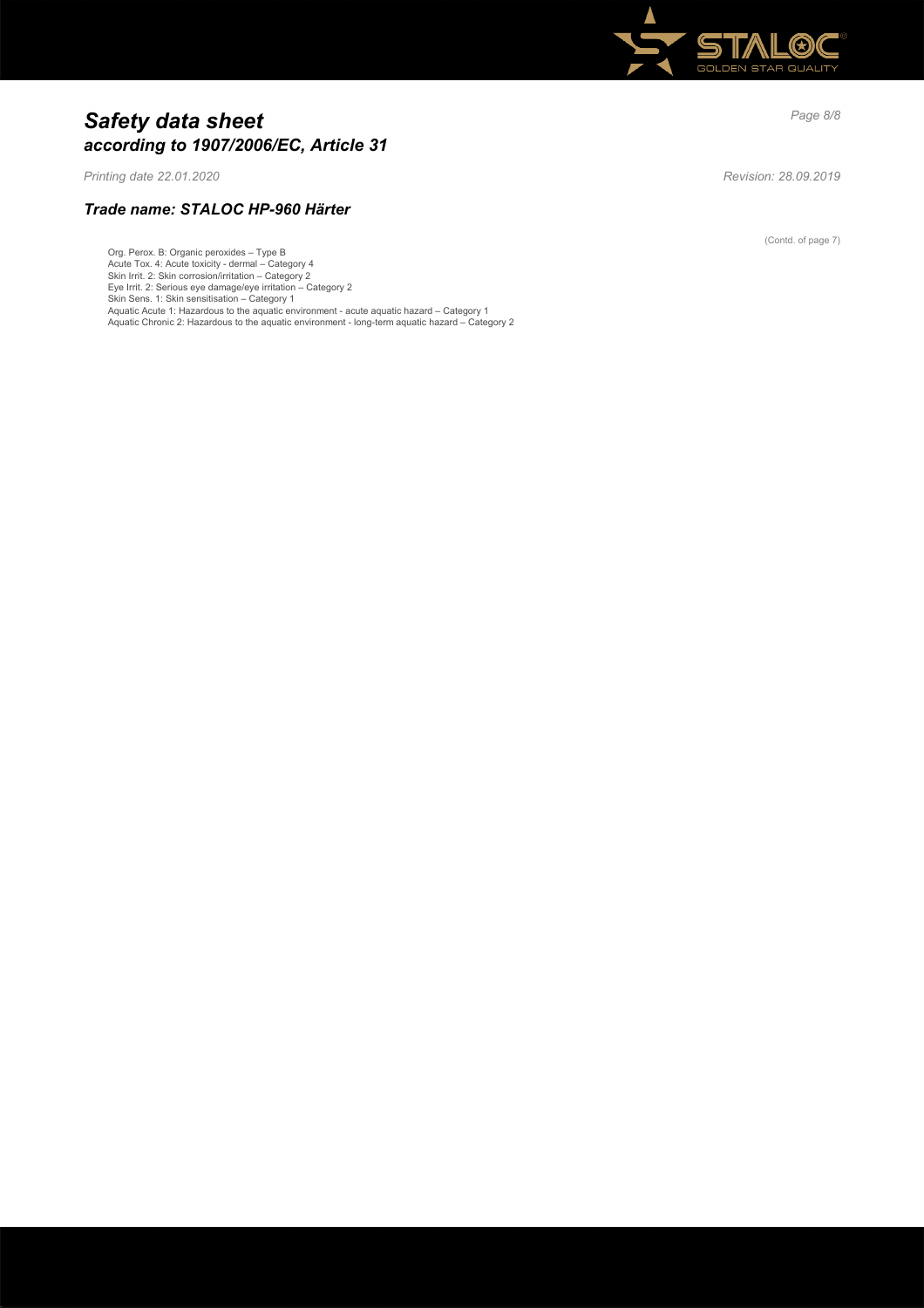# Safety data sheet
## according to 1907/2006/EC, Article 31

Printing date 22.01.2020 Revision: 28.09.2019

### Trade name: STALOC HP-960 Härter

(Contd. of page 7)

Org. Perox. B: Organic peroxides – Type B
Acute Tox. 4: Acute toxicity - dermal – Category 4
Skin Irrit. 2: Skin corrosion/irritation – Category 2
Eye Irrit. 2: Serious eye damage/eye irritation – Category 2
Skin Sens. 1: Skin sensitisation – Category 1
Aquatic Acute 1: Hazardous to the aquatic environment - acute aquatic hazard – Category 1
Aquatic Chronic 2: Hazardous to the aquatic environment - long-term aquatic hazard – Category 2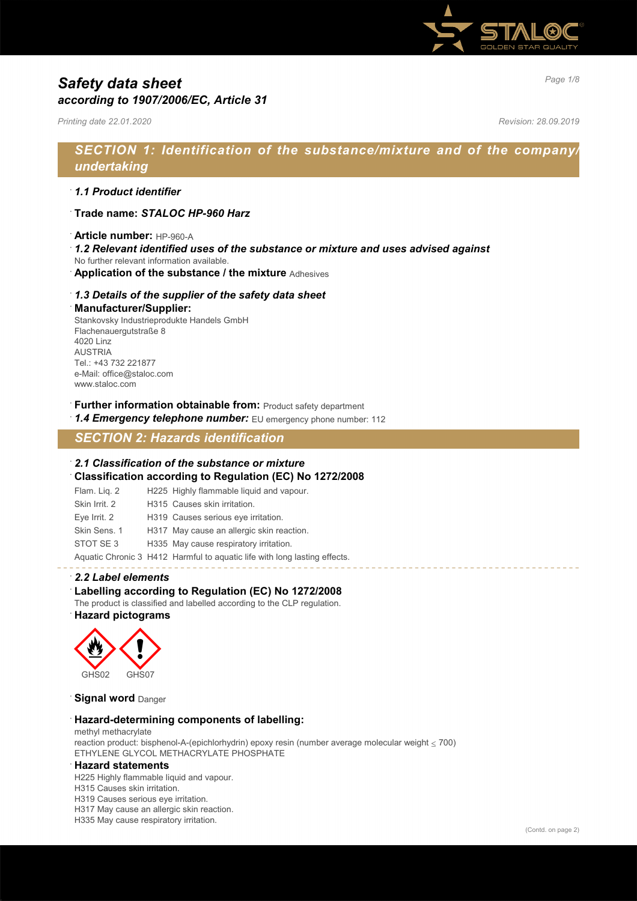# Safety data sheet
## according to 1907/2006/EC, Article 31

*Printing date 22.01.2020* *Revision: 28.09.2019*

## SECTION 1: Identification of the substance/mixture and of the company/undertaking

· ***1.1 Product identifier***

· **Trade name:** ***STALOC HP-960 Harz***

· **Article number:** HP-960-A

· ***1.2 Relevant identified uses of the substance or mixture and uses advised against***
No further relevant information available.

· **Application of the substance / the mixture** Adhesives

· ***1.3 Details of the supplier of the safety data sheet***

· **Manufacturer/Supplier:**
Stankovsky Industrieprodukte Handels GmbH
Flachenauergutstraße 8
4020 Linz
AUSTRIA
Tel.: +43 732 221877
e-Mail: office@staloc.com
www.staloc.com

· **Further information obtainable from:** Product safety department

· ***1.4 Emergency telephone number:*** EU emergency phone number: 112

## SECTION 2: Hazards identification

· ***2.1 Classification of the substance or mixture***

· **Classification according to Regulation (EC) No 1272/2008**

| | |
|---|---|
| Flam. Liq. 2 | H225 Highly flammable liquid and vapour. |
| Skin Irrit. 2 | H315 Causes skin irritation. |
| Eye Irrit. 2 | H319 Causes serious eye irritation. |
| Skin Sens. 1 | H317 May cause an allergic skin reaction. |
| STOT SE 3 | H335 May cause respiratory irritation. |
| Aquatic Chronic 3 | H412 Harmful to aquatic life with long lasting effects. |

· ***2.2 Label elements***

· **Labelling according to Regulation (EC) No 1272/2008**
The product is classified and labelled according to the CLP regulation.

· **Hazard pictograms**

GHS02 GHS07

· **Signal word** Danger

· **Hazard-determining components of labelling:**
methyl methacrylate
reaction product: bisphenol-A-(epichlorhydrin) epoxy resin (number average molecular weight ≤ 700)
ETHYLENE GLYCOL METHACRYLATE PHOSPHATE

· **Hazard statements**
H225 Highly flammable liquid and vapour.
H315 Causes skin irritation.
H319 Causes serious eye irritation.
H317 May cause an allergic skin reaction.
H335 May cause respiratory irritation.

(Contd. on page 2)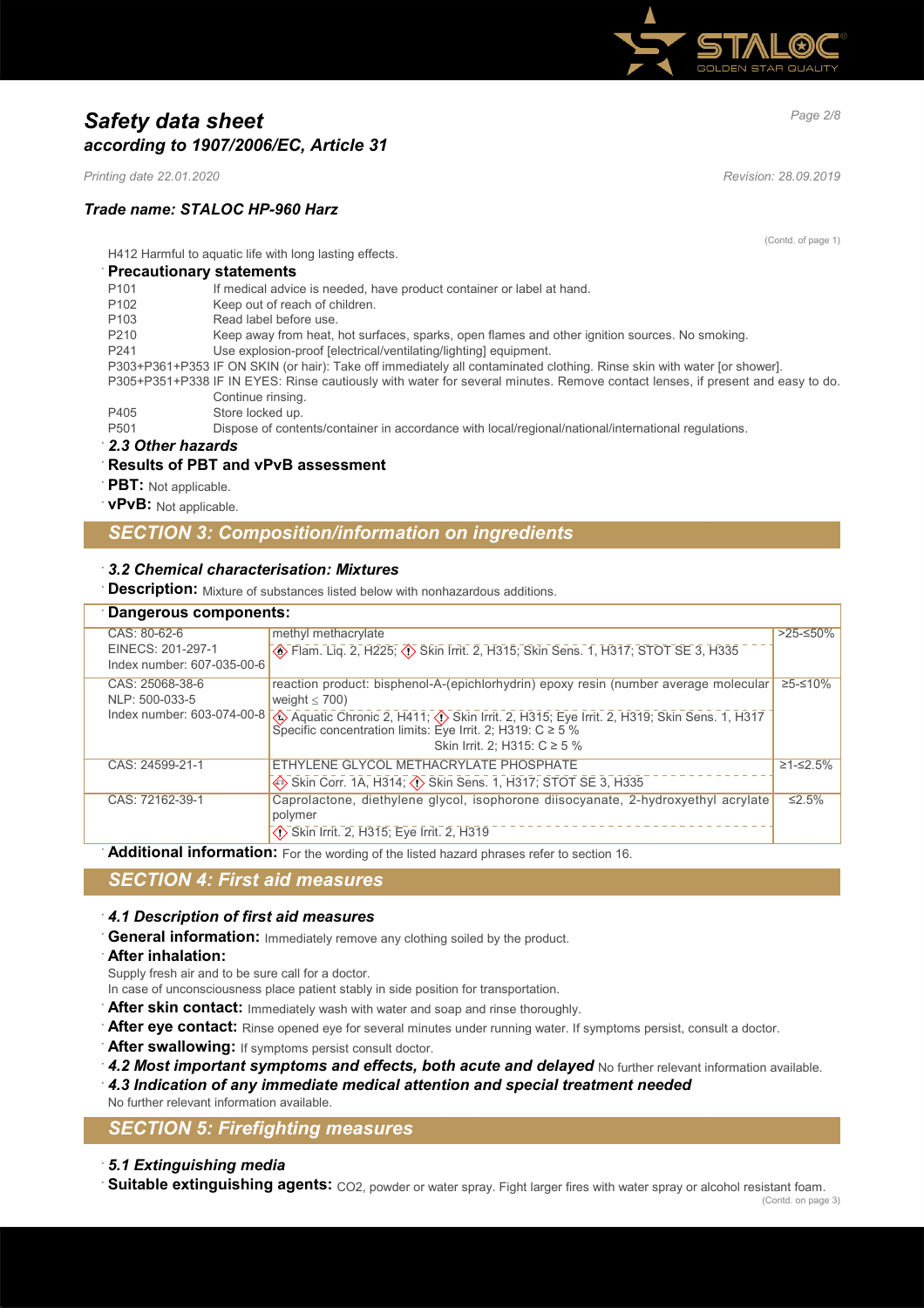# Safety data sheet
## according to 1907/2006/EC, Article 31

*Printing date 22.01.2020* *Revision: 28.09.2019*

### Trade name: STALOC HP-960 Harz

(Contd. of page 1)

H412 Harmful to aquatic life with long lasting effects.

**Precautionary statements**

P101 If medical advice is needed, have product container or label at hand.
P102 Keep out of reach of children.
P103 Read label before use.
P210 Keep away from heat, hot surfaces, sparks, open flames and other ignition sources. No smoking.
P241 Use explosion-proof [electrical/ventilating/lighting] equipment.
P303+P361+P353 IF ON SKIN (or hair): Take off immediately all contaminated clothing. Rinse skin with water [or shower].
P305+P351+P338 IF IN EYES: Rinse cautiously with water for several minutes. Remove contact lenses, if present and easy to do. Continue rinsing.
P405 Store locked up.
P501 Dispose of contents/container in accordance with local/regional/national/international regulations.

**2.3 Other hazards**

**Results of PBT and vPvB assessment**

**PBT:** Not applicable.

**vPvB:** Not applicable.

## SECTION 3: Composition/information on ingredients

**3.2 Chemical characterisation: Mixtures**

**Description:** Mixture of substances listed below with nonhazardous additions.

**Dangerous components:**

| | | |
|---|---|---|
| CAS: 80-62-6<br>EINECS: 201-297-1<br>Index number: 607-035-00-6 | methyl methacrylate<br>Flam. Liq. 2, H225; Skin Irrit. 2, H315; Skin Sens. 1, H317; STOT SE 3, H335 | >25-≤50% |
| CAS: 25068-38-6<br>NLP: 500-033-5<br>Index number: 603-074-00-8 | reaction product: bisphenol-A-(epichlorhydrin) epoxy resin (number average molecular weight ≤ 700)<br>Aquatic Chronic 2, H411; Skin Irrit. 2, H315; Eye Irrit. 2, H319; Skin Sens. 1, H317<br>Specific concentration limits: Eye Irrit. 2; H319: C ≥ 5 %<br>Skin Irrit. 2; H315: C ≥ 5 % | ≥5-≤10% |
| CAS: 24599-21-1 | ETHYLENE GLYCOL METHACRYLATE PHOSPHATE<br>Skin Corr. 1A, H314; Skin Sens. 1, H317; STOT SE 3, H335 | ≥1-≤2.5% |
| CAS: 72162-39-1 | Caprolactone, diethylene glycol, isophorone diisocyanate, 2-hydroxyethyl acrylate polymer<br>Skin Irrit. 2, H315; Eye Irrit. 2, H319 | ≤2.5% |

**Additional information:** For the wording of the listed hazard phrases refer to section 16.

## SECTION 4: First aid measures

**4.1 Description of first aid measures**

**General information:** Immediately remove any clothing soiled by the product.

**After inhalation:**

Supply fresh air and to be sure call for a doctor.
In case of unconsciousness place patient stably in side position for transportation.

**After skin contact:** Immediately wash with water and soap and rinse thoroughly.

**After eye contact:** Rinse opened eye for several minutes under running water. If symptoms persist, consult a doctor.

**After swallowing:** If symptoms persist consult doctor.

**4.2 Most important symptoms and effects, both acute and delayed** No further relevant information available.

**4.3 Indication of any immediate medical attention and special treatment needed**

No further relevant information available.

## SECTION 5: Firefighting measures

**5.1 Extinguishing media**

**Suitable extinguishing agents:** $CO_2$, powder or water spray. Fight larger fires with water spray or alcohol resistant foam.

(Contd. on page 3)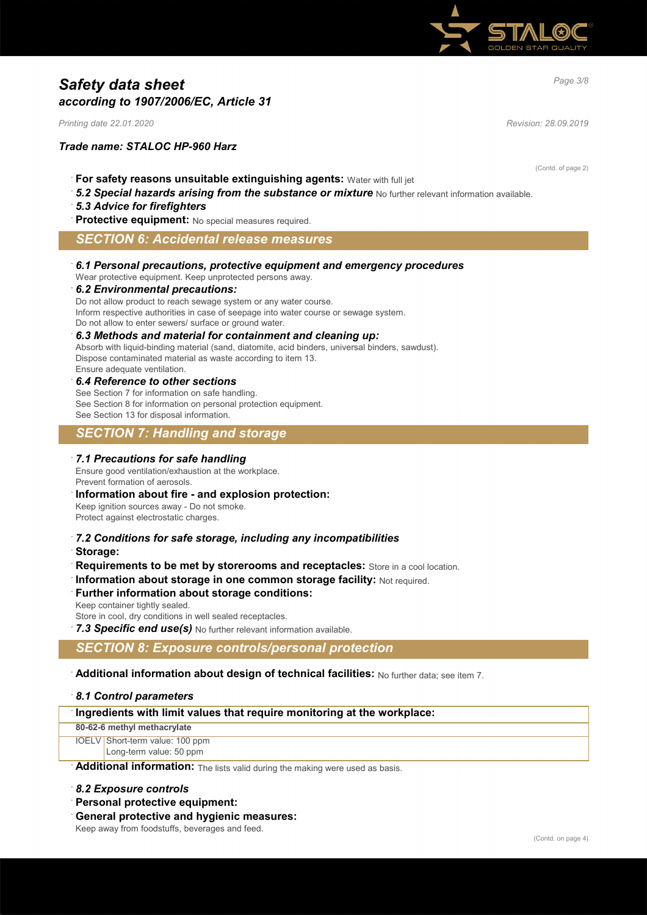# Safety data sheet
## according to 1907/2006/EC, Article 31

*Printing date 22.01.2020* *Revision: 28.09.2019*

***Trade name: STALOC HP-960 Harz***

(Contd. of page 2)

· **For safety reasons unsuitable extinguishing agents:** Water with full jet
· ***5.2 Special hazards arising from the substance or mixture*** No further relevant information available.
· ***5.3 Advice for firefighters***
· **Protective equipment:** No special measures required.

## SECTION 6: Accidental release measures

· ***6.1 Personal precautions, protective equipment and emergency procedures***
Wear protective equipment. Keep unprotected persons away.
· ***6.2 Environmental precautions:***
Do not allow product to reach sewage system or any water course.
Inform respective authorities in case of seepage into water course or sewage system.
Do not allow to enter sewers/ surface or ground water.
· ***6.3 Methods and material for containment and cleaning up:***
Absorb with liquid-binding material (sand, diatomite, acid binders, universal binders, sawdust).
Dispose contaminated material as waste according to item 13.
Ensure adequate ventilation.
· ***6.4 Reference to other sections***
See Section 7 for information on safe handling.
See Section 8 for information on personal protection equipment.
See Section 13 for disposal information.

## SECTION 7: Handling and storage

· ***7.1 Precautions for safe handling***
Ensure good ventilation/exhaustion at the workplace.
Prevent formation of aerosols.
· **Information about fire - and explosion protection:**
Keep ignition sources away - Do not smoke.
Protect against electrostatic charges.

· ***7.2 Conditions for safe storage, including any incompatibilities***
· **Storage:**
· **Requirements to be met by storerooms and receptacles:** Store in a cool location.
· **Information about storage in one common storage facility:** Not required.
· **Further information about storage conditions:**
Keep container tightly sealed.
Store in cool, dry conditions in well sealed receptacles.
· ***7.3 Specific end use(s)*** No further relevant information available.

## SECTION 8: Exposure controls/personal protection

· **Additional information about design of technical facilities:** No further data; see item 7.

· ***8.1 Control parameters***

| · **Ingredients with limit values that require monitoring at the workplace:** | |
|---|---|
| **80-62-6 methyl methacrylate** | |
| IOELV | Short-term value: 100 ppm<br>Long-term value: 50 ppm |

· **Additional information:** The lists valid during the making were used as basis.

· ***8.2 Exposure controls***
· **Personal protective equipment:**
· **General protective and hygienic measures:**
Keep away from foodstuffs, beverages and feed.

(Contd. on page 4)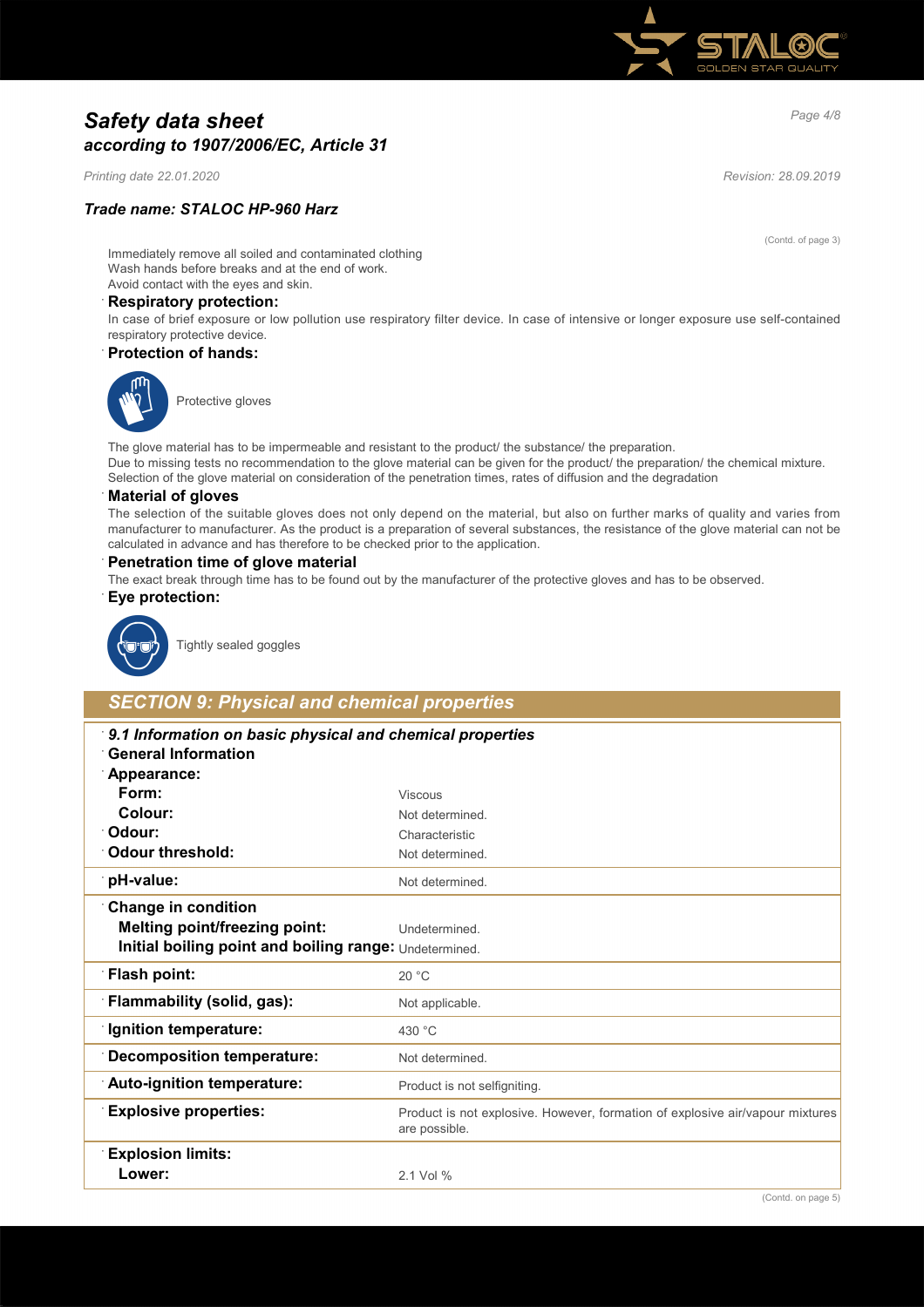# Safety data sheet
## according to 1907/2006/EC, Article 31

*Printing date 22.01.2020* *Revision: 28.09.2019*

### Trade name: STALOC HP-960 Harz

(Contd. of page 3)

Immediately remove all soiled and contaminated clothing
Wash hands before breaks and at the end of work.
Avoid contact with the eyes and skin.

**Respiratory protection:**

In case of brief exposure or low pollution use respiratory filter device. In case of intensive or longer exposure use self-contained respiratory protective device.

**Protection of hands:**

Protective gloves

The glove material has to be impermeable and resistant to the product/ the substance/ the preparation.
Due to missing tests no recommendation to the glove material can be given for the product/ the preparation/ the chemical mixture.
Selection of the glove material on consideration of the penetration times, rates of diffusion and the degradation

**Material of gloves**

The selection of the suitable gloves does not only depend on the material, but also on further marks of quality and varies from manufacturer to manufacturer. As the product is a preparation of several substances, the resistance of the glove material can not be calculated in advance and has therefore to be checked prior to the application.

**Penetration time of glove material**

The exact break through time has to be found out by the manufacturer of the protective gloves and has to be observed.

**Eye protection:**

Tightly sealed goggles

## SECTION 9: Physical and chemical properties

| *9.1 Information on basic physical and chemical properties* | |
|---|---|
| **General Information** | |
| **Appearance:** | |
| **Form:** | Viscous |
| **Colour:** | Not determined. |
| **Odour:** | Characteristic |
| **Odour threshold:** | Not determined. |
| **pH-value:** | Not determined. |
| **Change in condition** | |
| **Melting point/freezing point:** | Undetermined. |
| **Initial boiling point and boiling range:** | Undetermined. |
| **Flash point:** | 20 °C |
| **Flammability (solid, gas):** | Not applicable. |
| **Ignition temperature:** | 430 °C |
| **Decomposition temperature:** | Not determined. |
| **Auto-ignition temperature:** | Product is not selfigniting. |
| **Explosive properties:** | Product is not explosive. However, formation of explosive air/vapour mixtures are possible. |
| **Explosion limits:** | |
| **Lower:** | 2.1 Vol % |

(Contd. on page 5)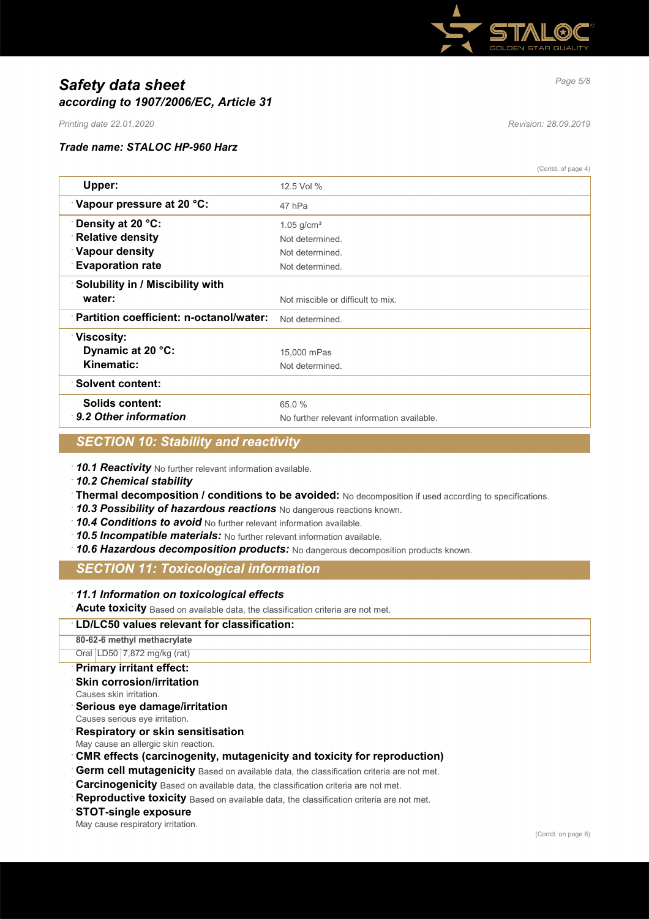(Contd. of page 4)

| | |
|---|---|
| **Upper:** | 12.5 Vol % |
| **Vapour pressure at 20 °C:** | 47 hPa |
| **Density at 20 °C:** | 1.05 g/cm³ |
| **Relative density** | Not determined. |
| **Vapour density** | Not determined. |
| **Evaporation rate** | Not determined. |
| **Solubility in / Miscibility with water:** | Not miscible or difficult to mix. |
| **Partition coefficient: n-octanol/water:** | Not determined. |
| **Viscosity:** | |
| **Dynamic at 20 °C:** | 15,000 mPas |
| **Kinematic:** | Not determined. |
| **Solvent content:** | |
| **Solids content:** | 65.0 % |
| ***9.2 Other information*** | No further relevant information available. |

## SECTION 10: Stability and reactivity

- ***10.1 Reactivity*** No further relevant information available.
- ***10.2 Chemical stability***
- **Thermal decomposition / conditions to be avoided:** No decomposition if used according to specifications.
- ***10.3 Possibility of hazardous reactions*** No dangerous reactions known.
- ***10.4 Conditions to avoid*** No further relevant information available.
- ***10.5 Incompatible materials:*** No further relevant information available.
- ***10.6 Hazardous decomposition products:*** No dangerous decomposition products known.

## SECTION 11: Toxicological information

- ***11.1 Information on toxicological effects***
- **Acute toxicity** Based on available data, the classification criteria are not met.

| **LD/LC50 values relevant for classification:** | | |
|---|---|---|
| **80-62-6 methyl methacrylate** | | |
| Oral | LD50 | 7,872 mg/kg (rat) |

- **Primary irritant effect:**
- **Skin corrosion/irritation**
  Causes skin irritation.
- **Serious eye damage/irritation**
  Causes serious eye irritation.
- **Respiratory or skin sensitisation**
  May cause an allergic skin reaction.
- **CMR effects (carcinogenity, mutagenicity and toxicity for reproduction)**
- **Germ cell mutagenicity** Based on available data, the classification criteria are not met.
- **Carcinogenicity** Based on available data, the classification criteria are not met.
- **Reproductive toxicity** Based on available data, the classification criteria are not met.
- **STOT-single exposure**
  May cause respiratory irritation.

(Contd. on page 6)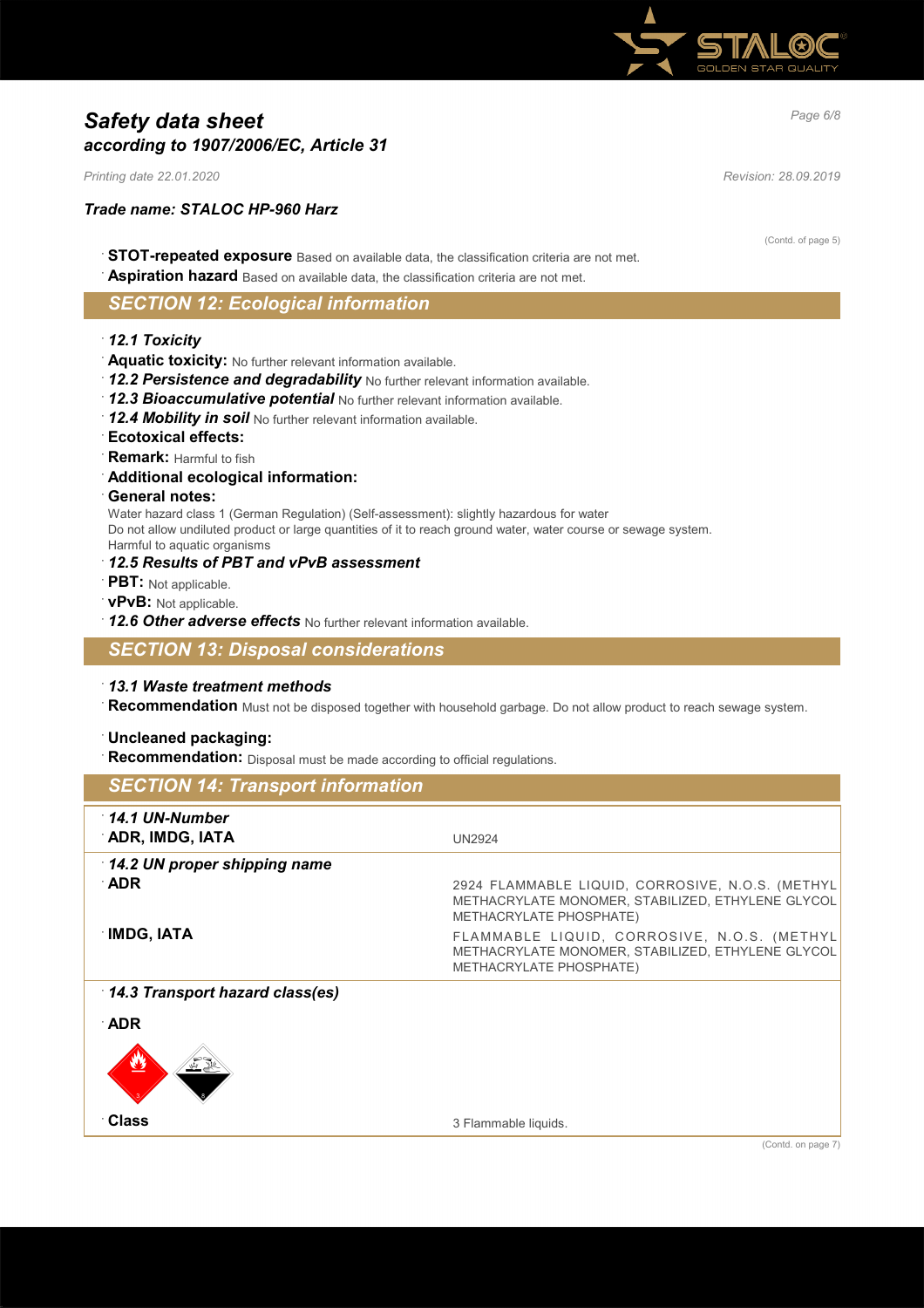# Safety data sheet
## according to 1907/2006/EC, Article 31

*Printing date 22.01.2020* *Revision: 28.09.2019*

### Trade name: STALOC HP-960 Harz

(Contd. of page 5)

- **STOT-repeated exposure** Based on available data, the classification criteria are not met.
- **Aspiration hazard** Based on available data, the classification criteria are not met.

## SECTION 12: Ecological information

- ***12.1 Toxicity***
- **Aquatic toxicity:** No further relevant information available.
- ***12.2 Persistence and degradability*** No further relevant information available.
- ***12.3 Bioaccumulative potential*** No further relevant information available.
- ***12.4 Mobility in soil*** No further relevant information available.
- **Ecotoxical effects:**
- **Remark:** Harmful to fish
- **Additional ecological information:**
- **General notes:**
  Water hazard class 1 (German Regulation) (Self-assessment): slightly hazardous for water
  Do not allow undiluted product or large quantities of it to reach ground water, water course or sewage system.
  Harmful to aquatic organisms
- ***12.5 Results of PBT and vPvB assessment***
- **PBT:** Not applicable.
- **vPvB:** Not applicable.
- ***12.6 Other adverse effects*** No further relevant information available.

## SECTION 13: Disposal considerations

- ***13.1 Waste treatment methods***
- **Recommendation** Must not be disposed together with household garbage. Do not allow product to reach sewage system.

- **Uncleaned packaging:**
- **Recommendation:** Disposal must be made according to official regulations.

## SECTION 14: Transport information

| | |
|---|---|
| ***14.1 UN-Number*** | |
| **ADR, IMDG, IATA** | UN2924 |
| ***14.2 UN proper shipping name*** | |
| **ADR** | 2924 FLAMMABLE LIQUID, CORROSIVE, N.O.S. (METHYL METHACRYLATE MONOMER, STABILIZED, ETHYLENE GLYCOL METHACRYLATE PHOSPHATE) |
| **IMDG, IATA** | FLAMMABLE LIQUID, CORROSIVE, N.O.S. (METHYL METHACRYLATE MONOMER, STABILIZED, ETHYLENE GLYCOL METHACRYLATE PHOSPHATE) |
| ***14.3 Transport hazard class(es)*** | |
| **ADR** | |
| **Class** | 3 Flammable liquids. |

(Contd. on page 7)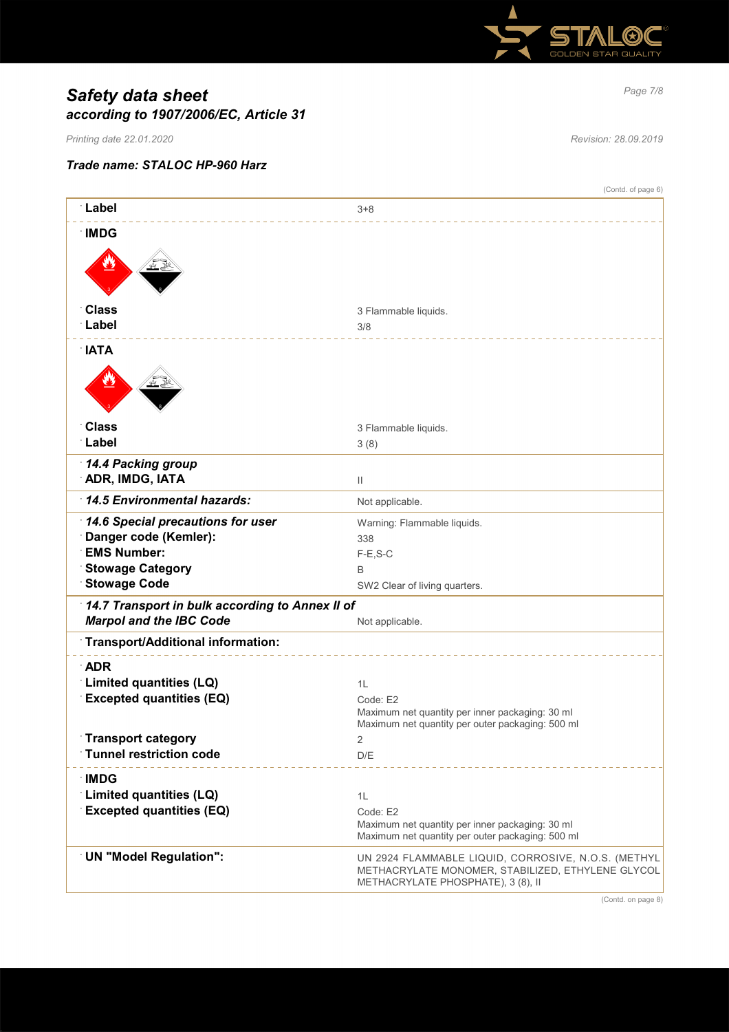# Safety data sheet
## according to 1907/2006/EC, Article 31

*Printing date 22.01.2020* *Revision: 28.09.2019*

### Trade name: STALOC HP-960 Harz

(Contd. of page 6)

| | |
|---|---|
| **Label** | 3+8 |
| **IMDG** | |
| **Class** | 3 Flammable liquids. |
| **Label** | 3/8 |
| **IATA** | |
| **Class** | 3 Flammable liquids. |
| **Label** | 3 (8) |
| ***14.4 Packing group*** | |
| **ADR, IMDG, IATA** | II |
| ***14.5 Environmental hazards:*** | Not applicable. |
| ***14.6 Special precautions for user*** | Warning: Flammable liquids. |
| **Danger code (Kemler):** | 338 |
| **EMS Number:** | F-E,S-C |
| **Stowage Category** | B |
| **Stowage Code** | SW2 Clear of living quarters. |
| ***14.7 Transport in bulk according to Annex II of Marpol and the IBC Code*** | Not applicable. |
| **Transport/Additional information:** | |
| **ADR** | |
| **Limited quantities (LQ)** | 1L |
| **Excepted quantities (EQ)** | Code: E2<br>Maximum net quantity per inner packaging: 30 ml<br>Maximum net quantity per outer packaging: 500 ml |
| **Transport category** | 2 |
| **Tunnel restriction code** | D/E |
| **IMDG** | |
| **Limited quantities (LQ)** | 1L |
| **Excepted quantities (EQ)** | Code: E2<br>Maximum net quantity per inner packaging: 30 ml<br>Maximum net quantity per outer packaging: 500 ml |
| **UN "Model Regulation":** | UN 2924 FLAMMABLE LIQUID, CORROSIVE, N.O.S. (METHYL METHACRYLATE MONOMER, STABILIZED, ETHYLENE GLYCOL METHACRYLATE PHOSPHATE), 3 (8), II |

(Contd. on page 8)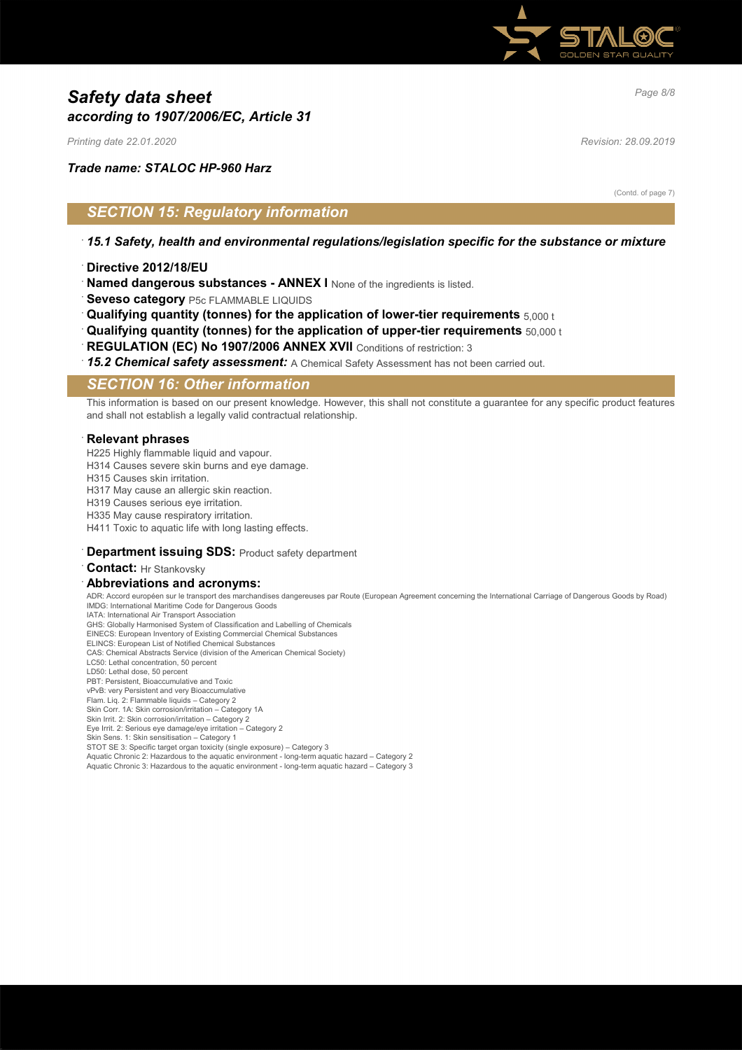# Safety data sheet
## according to 1907/2006/EC, Article 31

*Printing date 22.01.2020* *Revision: 28.09.2019*

***Trade name: STALOC HP-960 Harz***

(Contd. of page 7)

## SECTION 15: Regulatory information

· ***15.1 Safety, health and environmental regulations/legislation specific for the substance or mixture***

· **Directive 2012/18/EU**
· **Named dangerous substances - ANNEX I** None of the ingredients is listed.
· **Seveso category** P5c FLAMMABLE LIQUIDS
· **Qualifying quantity (tonnes) for the application of lower-tier requirements** 5,000 t
· **Qualifying quantity (tonnes) for the application of upper-tier requirements** 50,000 t
· **REGULATION (EC) No 1907/2006 ANNEX XVII** Conditions of restriction: 3
· ***15.2 Chemical safety assessment:*** A Chemical Safety Assessment has not been carried out.

## SECTION 16: Other information

This information is based on our present knowledge. However, this shall not constitute a guarantee for any specific product features and shall not establish a legally valid contractual relationship.

· **Relevant phrases**
H225 Highly flammable liquid and vapour.
H314 Causes severe skin burns and eye damage.
H315 Causes skin irritation.
H317 May cause an allergic skin reaction.
H319 Causes serious eye irritation.
H335 May cause respiratory irritation.
H411 Toxic to aquatic life with long lasting effects.

· **Department issuing SDS:** Product safety department
· **Contact:** Hr Stankovsky
· **Abbreviations and acronyms:**
ADR: Accord européen sur le transport des marchandises dangereuses par Route (European Agreement concerning the International Carriage of Dangerous Goods by Road)
IMDG: International Maritime Code for Dangerous Goods
IATA: International Air Transport Association
GHS: Globally Harmonised System of Classification and Labelling of Chemicals
EINECS: European Inventory of Existing Commercial Chemical Substances
ELINCS: European List of Notified Chemical Substances
CAS: Chemical Abstracts Service (division of the American Chemical Society)
LC50: Lethal concentration, 50 percent
LD50: Lethal dose, 50 percent
PBT: Persistent, Bioaccumulative and Toxic
vPvB: very Persistent and very Bioaccumulative
Flam. Liq. 2: Flammable liquids – Category 2
Skin Corr. 1A: Skin corrosion/irritation – Category 1A
Skin Irrit. 2: Skin corrosion/irritation – Category 2
Eye Irrit. 2: Serious eye damage/eye irritation – Category 2
Skin Sens. 1: Skin sensitisation – Category 1
STOT SE 3: Specific target organ toxicity (single exposure) – Category 3
Aquatic Chronic 2: Hazardous to the aquatic environment - long-term aquatic hazard – Category 2
Aquatic Chronic 3: Hazardous to the aquatic environment - long-term aquatic hazard – Category 3